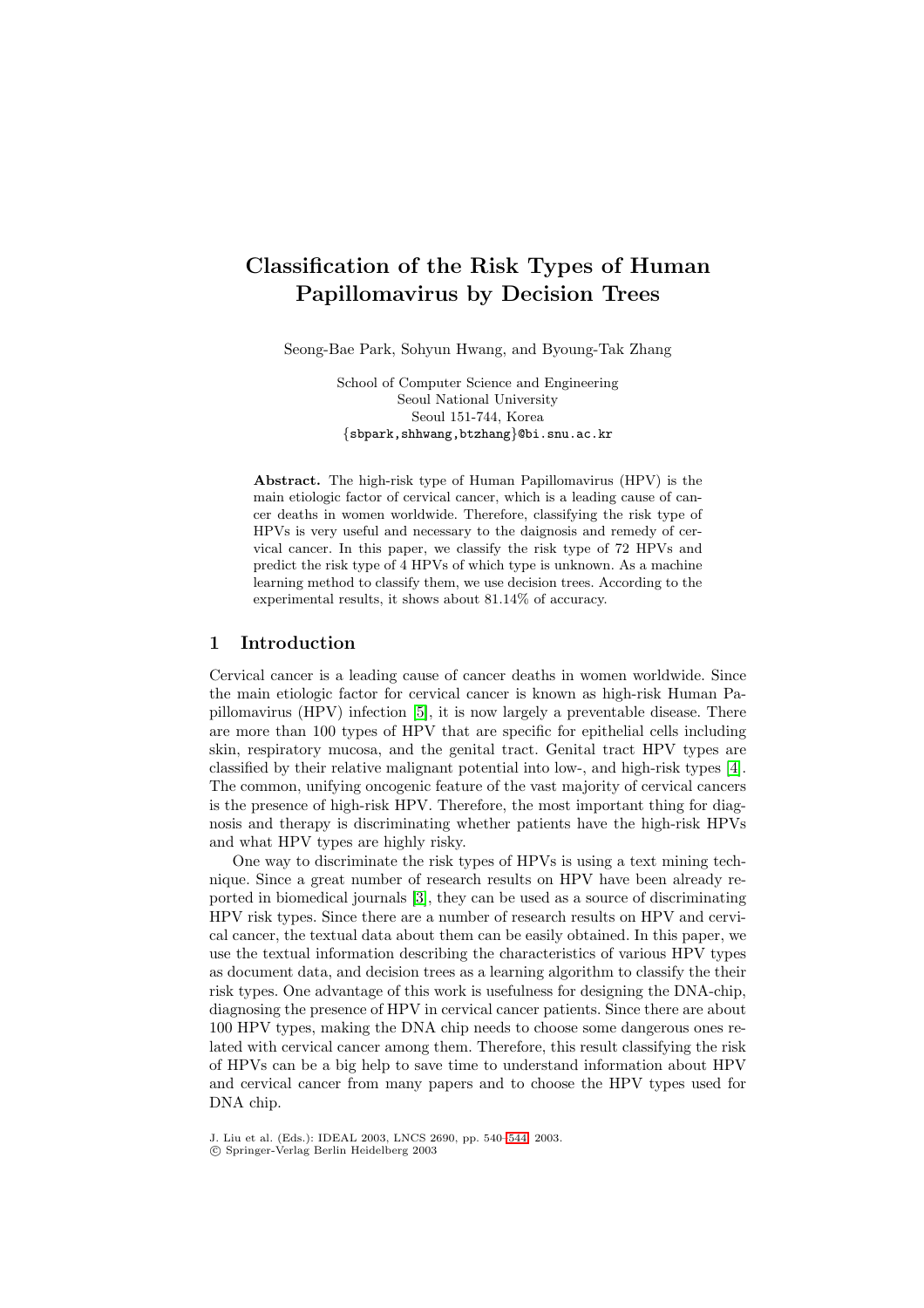# Classification of the Risk Types of Human Papillomavirus by Decision Trees

Seong-Bae Park, Sohyun Hwang, and Byoung-Tak Zhang

School of Computer Science and Engineering
Seoul National University
Seoul 151-744, Korea
{sbpark,shhwang,btzhang}@bi.snu.ac.kr

**Abstract.** The high-risk type of Human Papillomavirus (HPV) is the main etiologic factor of cervical cancer, which is a leading cause of cancer deaths in women worldwide. Therefore, classifying the risk type of HPVs is very useful and necessary to the daignosis and remedy of cervical cancer. In this paper, we classify the risk type of 72 HPVs and predict the risk type of 4 HPVs of which type is unknown. As a machine learning method to classify them, we use decision trees. According to the experimental results, it shows about 81.14% of accuracy.

## 1 Introduction

Cervical cancer is a leading cause of cancer deaths in women worldwide. Since the main etiologic factor for cervical cancer is known as high-risk Human Papillomavirus (HPV) infection [5], it is now largely a preventable disease. There are more than 100 types of HPV that are specific for epithelial cells including skin, respiratory mucosa, and the genital tract. Genital tract HPV types are classified by their relative malignant potential into low-, and high-risk types [4]. The common, unifying oncogenic feature of the vast majority of cervical cancers is the presence of high-risk HPV. Therefore, the most important thing for diagnosis and therapy is discriminating whether patients have the high-risk HPVs and what HPV types are highly risky.

One way to discriminate the risk types of HPVs is using a text mining technique. Since a great number of research results on HPV have been already reported in biomedical journals [3], they can be used as a source of discriminating HPV risk types. Since there are a number of research results on HPV and cervical cancer, the textual data about them can be easily obtained. In this paper, we use the textual information describing the characteristics of various HPV types as document data, and decision trees as a learning algorithm to classify the their risk types. One advantage of this work is usefulness for designing the DNA-chip, diagnosing the presence of HPV in cervical cancer patients. Since there are about 100 HPV types, making the DNA chip needs to choose some dangerous ones related with cervical cancer among them. Therefore, this result classifying the risk of HPVs can be a big help to save time to understand information about HPV and cervical cancer from many papers and to choose the HPV types used for DNA chip.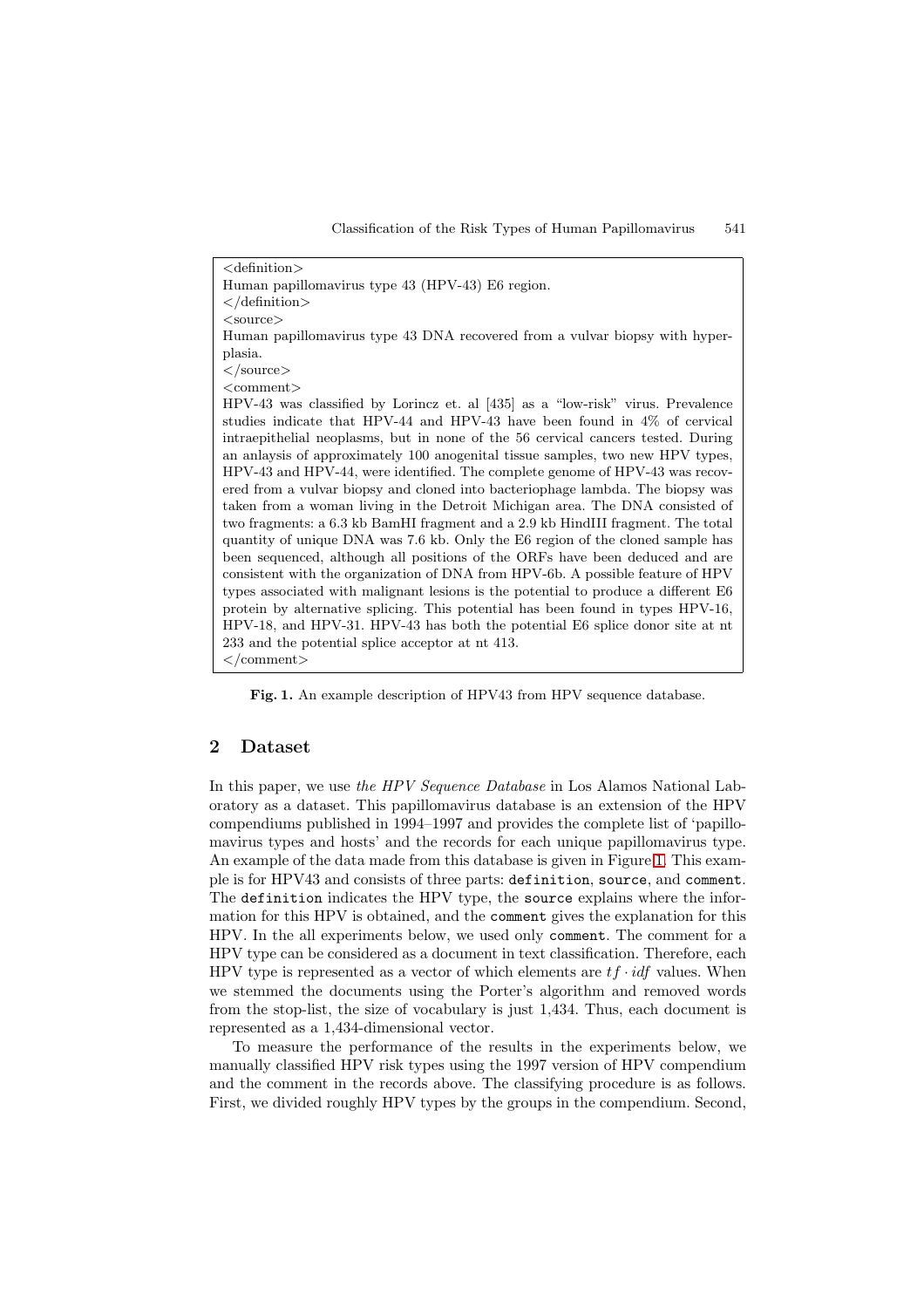```
<definition>
Human papillomavirus type 43 (HPV-43) E6 region.
</definition>
<source>
Human papillomavirus type 43 DNA recovered from a vulvar biopsy with hyperplasia.
</source>
<comment>
HPV-43 was classified by Lorincz et. al [435] as a "low-risk" virus. Prevalence studies indicate that HPV-44 and HPV-43 have been found in 4% of cervical intraepithelial neoplasms, but in none of the 56 cervical cancers tested. During an anlaysis of approximately 100 anogenital tissue samples, two new HPV types, HPV-43 and HPV-44, were identified. The complete genome of HPV-43 was recovered from a vulvar biopsy and cloned into bacteriophage lambda. The biopsy was taken from a woman living in the Detroit Michigan area. The DNA consisted of two fragments: a 6.3 kb BamHI fragment and a 2.9 kb HindIII fragment. The total quantity of unique DNA was 7.6 kb. Only the E6 region of the cloned sample has been sequenced, although all positions of the ORFs have been deduced and are consistent with the organization of DNA from HPV-6b. A possible feature of HPV types associated with malignant lesions is the potential to produce a different E6 protein by alternative splicing. This potential has been found in types HPV-16, HPV-18, and HPV-31. HPV-43 has both the potential E6 splice donor site at nt 233 and the potential splice acceptor at nt 413.
</comment>
```

**Fig. 1.** An example description of HPV43 from HPV sequence database.

## 2 Dataset

In this paper, we use *the HPV Sequence Database* in Los Alamos National Laboratory as a dataset. This papillomavirus database is an extension of the HPV compendiums published in 1994–1997 and provides the complete list of 'papillomavirus types and hosts' and the records for each unique papillomavirus type. An example of the data made from this database is given in Figure 1. This example is for HPV43 and consists of three parts: `definition`, `source`, and `comment`. The `definition` indicates the HPV type, the `source` explains where the information for this HPV is obtained, and the `comment` gives the explanation for this HPV. In the all experiments below, we used only `comment`. The comment for a HPV type can be considered as a document in text classification. Therefore, each HPV type is represented as a vector of which elements are $tf \cdot idf$ values. When we stemmed the documents using the Porter's algorithm and removed words from the stop-list, the size of vocabulary is just 1,434. Thus, each document is represented as a 1,434-dimensional vector.

To measure the performance of the results in the experiments below, we manually classified HPV risk types using the 1997 version of HPV compendium and the comment in the records above. The classifying procedure is as follows. First, we divided roughly HPV types by the groups in the compendium. Second,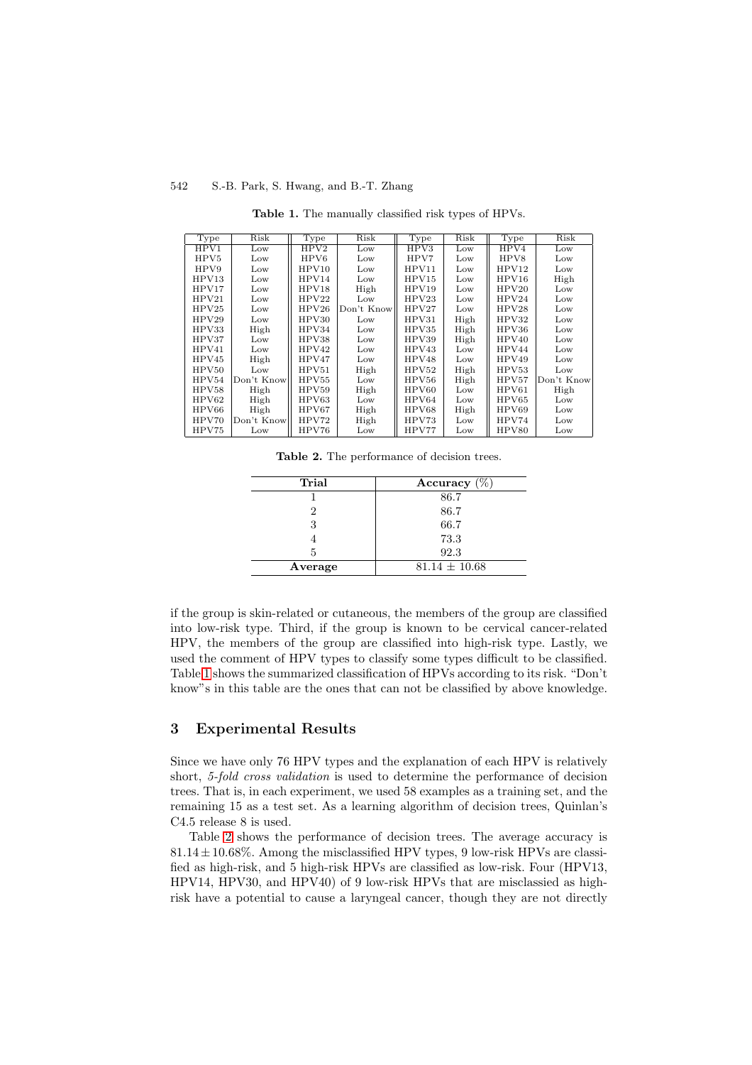**Table 1.** The manually classified risk types of HPVs.

| Type | Risk | Type | Risk | Type | Risk | Type | Risk |
|---|---|---|---|---|---|---|---|
| HPV1 | Low | HPV2 | Low | HPV3 | Low | HPV4 | Low |
| HPV5 | Low | HPV6 | Low | HPV7 | Low | HPV8 | Low |
| HPV9 | Low | HPV10 | Low | HPV11 | Low | HPV12 | Low |
| HPV13 | Low | HPV14 | Low | HPV15 | Low | HPV16 | High |
| HPV17 | Low | HPV18 | High | HPV19 | Low | HPV20 | Low |
| HPV21 | Low | HPV22 | Low | HPV23 | Low | HPV24 | Low |
| HPV25 | Low | HPV26 | Don't Know | HPV27 | Low | HPV28 | Low |
| HPV29 | Low | HPV30 | Low | HPV31 | High | HPV32 | Low |
| HPV33 | High | HPV34 | Low | HPV35 | High | HPV36 | Low |
| HPV37 | Low | HPV38 | Low | HPV39 | High | HPV40 | Low |
| HPV41 | Low | HPV42 | Low | HPV43 | Low | HPV44 | Low |
| HPV45 | High | HPV47 | Low | HPV48 | Low | HPV49 | Low |
| HPV50 | Low | HPV51 | High | HPV52 | High | HPV53 | Low |
| HPV54 | Don't Know | HPV55 | Low | HPV56 | High | HPV57 | Don't Know |
| HPV58 | High | HPV59 | High | HPV60 | Low | HPV61 | High |
| HPV62 | High | HPV63 | Low | HPV64 | Low | HPV65 | Low |
| HPV66 | High | HPV67 | High | HPV68 | High | HPV69 | Low |
| HPV70 | Don't Know | HPV72 | High | HPV73 | Low | HPV74 | Low |
| HPV75 | Low | HPV76 | Low | HPV77 | Low | HPV80 | Low |

**Table 2.** The performance of decision trees.

| Trial | Accuracy (%) |
|---|---|
| 1 | 86.7 |
| 2 | 86.7 |
| 3 | 66.7 |
| 4 | 73.3 |
| 5 | 92.3 |
| **Average** | $81.14 \pm 10.68$ |

if the group is skin-related or cutaneous, the members of the group are classified into low-risk type. Third, if the group is known to be cervical cancer-related HPV, the members of the group are classified into high-risk type. Lastly, we used the comment of HPV types to classify some types difficult to be classified. Table 1 shows the summarized classification of HPVs according to its risk. "Don't know"s in this table are the ones that can not be classified by above knowledge.

## 3 Experimental Results

Since we have only 76 HPV types and the explanation of each HPV is relatively short, *5-fold cross validation* is used to determine the performance of decision trees. That is, in each experiment, we used 58 examples as a training set, and the remaining 15 as a test set. As a learning algorithm of decision trees, Quinlan's C4.5 release 8 is used.

Table 2 shows the performance of decision trees. The average accuracy is $81.14 \pm 10.68$%. Among the misclassified HPV types, 9 low-risk HPVs are classified as high-risk, and 5 high-risk HPVs are classified as low-risk. Four (HPV13, HPV14, HPV30, and HPV40) of 9 low-risk HPVs that are misclassied as high-risk have a potential to cause a laryngeal cancer, though they are not directly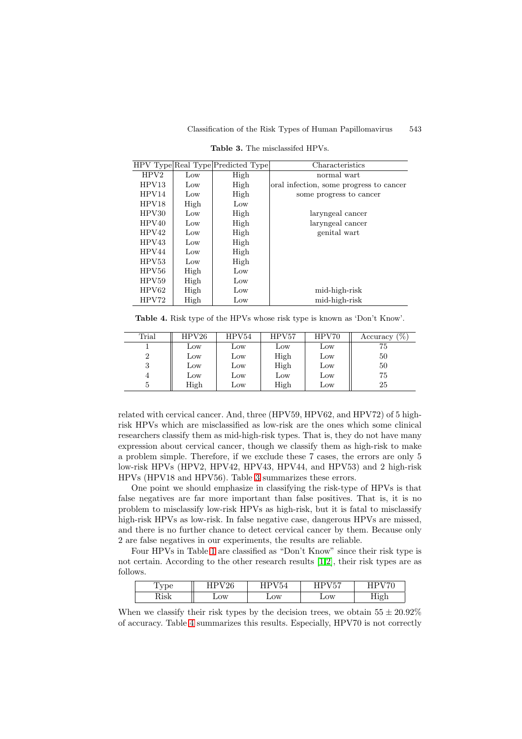**Table 3.** The misclassifed HPVs.

| HPV Type | Real Type | Predicted Type | Characteristics |
|---|---|---|---|
| HPV2 | Low | High | normal wart |
| HPV13 | Low | High | oral infection, some progress to cancer |
| HPV14 | Low | High | some progress to cancer |
| HPV18 | High | Low | |
| HPV30 | Low | High | laryngeal cancer |
| HPV40 | Low | High | laryngeal cancer |
| HPV42 | Low | High | genital wart |
| HPV43 | Low | High | |
| HPV44 | Low | High | |
| HPV53 | Low | High | |
| HPV56 | High | Low | |
| HPV59 | High | Low | |
| HPV62 | High | Low | mid-high-risk |
| HPV72 | High | Low | mid-high-risk |

**Table 4.** Risk type of the HPVs whose risk type is known as 'Don't Know'.

| Trial | HPV26 | HPV54 | HPV57 | HPV70 | Accuracy (%) |
|---|---|---|---|---|---|
| 1 | Low | Low | Low | Low | 75 |
| 2 | Low | Low | High | Low | 50 |
| 3 | Low | Low | High | Low | 50 |
| 4 | Low | Low | Low | Low | 75 |
| 5 | High | Low | High | Low | 25 |

related with cervical cancer. And, three (HPV59, HPV62, and HPV72) of 5 high-risk HPVs which are misclassified as low-risk are the ones which some clinical researchers classify them as mid-high-risk types. That is, they do not have many expression about cervical cancer, though we classify them as high-risk to make a problem simple. Therefore, if we exclude these 7 cases, the errors are only 5 low-risk HPVs (HPV2, HPV42, HPV43, HPV44, and HPV53) and 2 high-risk HPVs (HPV18 and HPV56). Table 3 summarizes these errors.

One point we should emphasize in classifying the risk-type of HPVs is that false negatives are far more important than false positives. That is, it is no problem to misclassify low-risk HPVs as high-risk, but it is fatal to misclassify high-risk HPVs as low-risk. In false negative case, dangerous HPVs are missed, and there is no further chance to detect cervical cancer by them. Because only 2 are false negatives in our experiments, the results are reliable.

Four HPVs in Table 1 are classified as "Don't Know" since their risk type is not certain. According to the other research results [1,2], their risk types are as follows.

| Type | HPV26 | HPV54 | HPV57 | HPV70 |
|---|---|---|---|---|
| Risk | Low | Low | Low | High |

When we classify their risk types by the decision trees, we obtain $55 \pm 20.92\%$ of accuracy. Table 4 summarizes this results. Especially, HPV70 is not correctly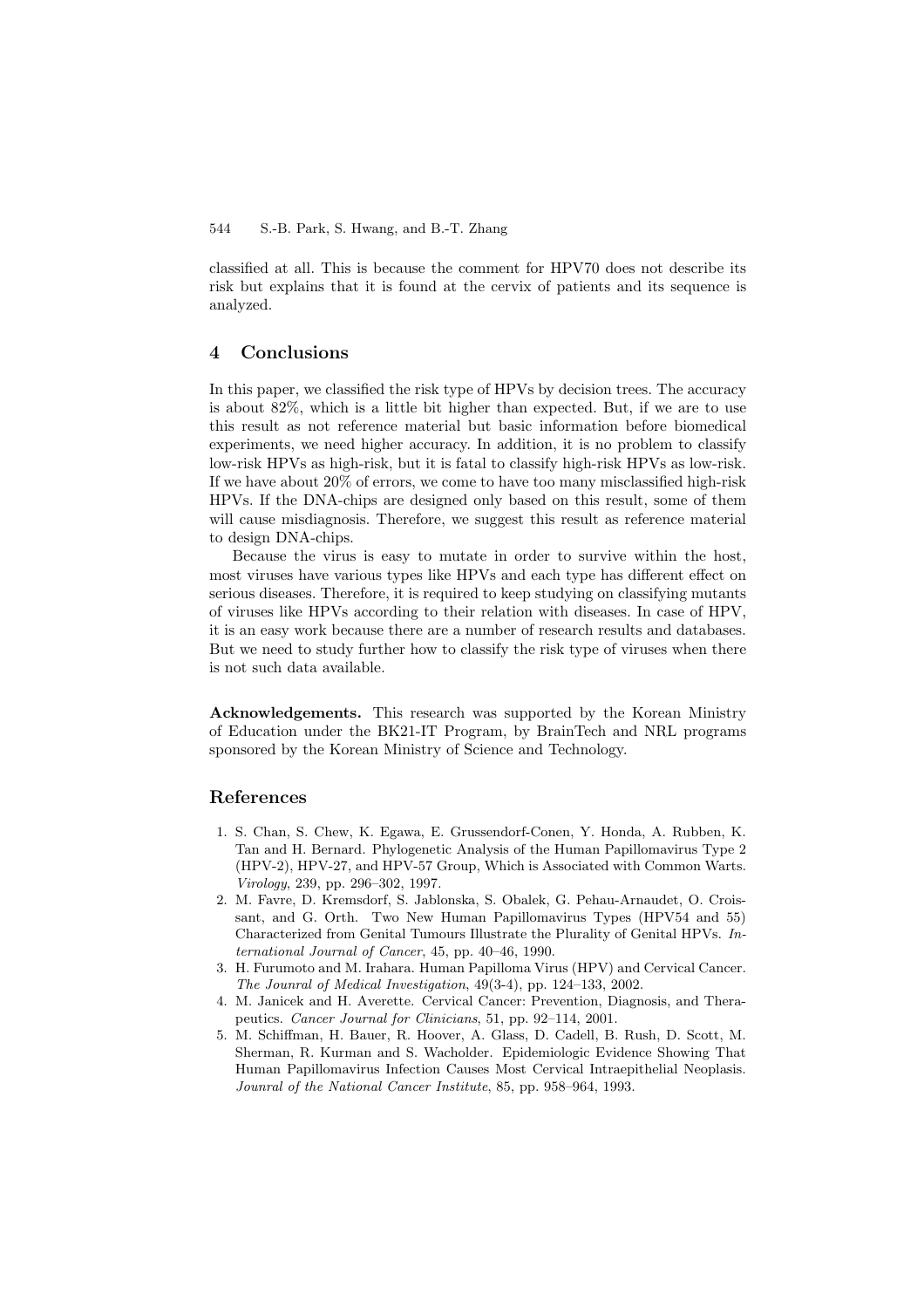classified at all. This is because the comment for HPV70 does not describe its risk but explains that it is found at the cervix of patients and its sequence is analyzed.

## 4 Conclusions

In this paper, we classified the risk type of HPVs by decision trees. The accuracy is about 82%, which is a little bit higher than expected. But, if we are to use this result as not reference material but basic information before biomedical experiments, we need higher accuracy. In addition, it is no problem to classify low-risk HPVs as high-risk, but it is fatal to classify high-risk HPVs as low-risk. If we have about 20% of errors, we come to have too many misclassified high-risk HPVs. If the DNA-chips are designed only based on this result, some of them will cause misdiagnosis. Therefore, we suggest this result as reference material to design DNA-chips.

Because the virus is easy to mutate in order to survive within the host, most viruses have various types like HPVs and each type has different effect on serious diseases. Therefore, it is required to keep studying on classifying mutants of viruses like HPVs according to their relation with diseases. In case of HPV, it is an easy work because there are a number of research results and databases. But we need to study further how to classify the risk type of viruses when there is not such data available.

**Acknowledgements.** This research was supported by the Korean Ministry of Education under the BK21-IT Program, by BrainTech and NRL programs sponsored by the Korean Ministry of Science and Technology.

## References

1. S. Chan, S. Chew, K. Egawa, E. Grussendorf-Conen, Y. Honda, A. Rubben, K. Tan and H. Bernard. Phylogenetic Analysis of the Human Papillomavirus Type 2 (HPV-2), HPV-27, and HPV-57 Group, Which is Associated with Common Warts. *Virology*, 239, pp. 296–302, 1997.
2. M. Favre, D. Kremsdorf, S. Jablonska, S. Obalek, G. Pehau-Arnaudet, O. Croissant, and G. Orth. Two New Human Papillomavirus Types (HPV54 and 55) Characterized from Genital Tumours Illustrate the Plurality of Genital HPVs. *International Journal of Cancer*, 45, pp. 40–46, 1990.
3. H. Furumoto and M. Irahara. Human Papilloma Virus (HPV) and Cervical Cancer. *The Jounral of Medical Investigation*, 49(3-4), pp. 124–133, 2002.
4. M. Janicek and H. Averette. Cervical Cancer: Prevention, Diagnosis, and Therapeutics. *Cancer Journal for Clinicians*, 51, pp. 92–114, 2001.
5. M. Schiffman, H. Bauer, R. Hoover, A. Glass, D. Cadell, B. Rush, D. Scott, M. Sherman, R. Kurman and S. Wacholder. Epidemiologic Evidence Showing That Human Papillomavirus Infection Causes Most Cervical Intraepithelial Neoplasis. *Jounral of the National Cancer Institute*, 85, pp. 958–964, 1993.